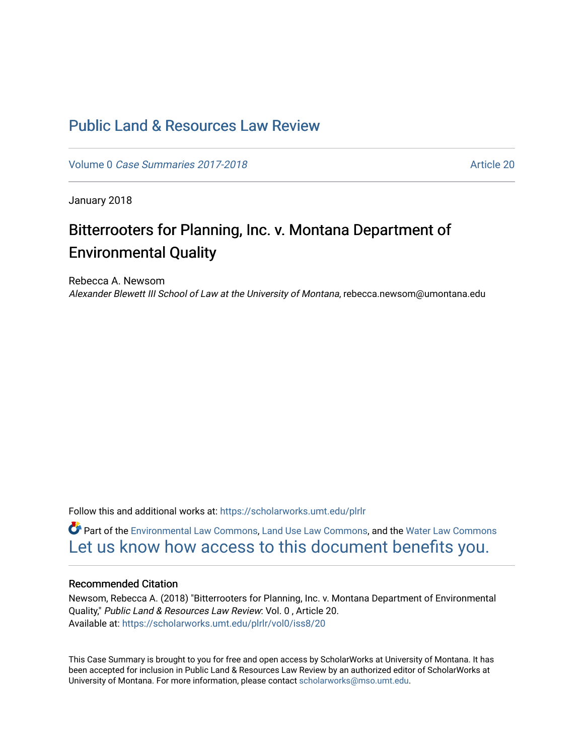# Public Land & Resources Law Review

Volume 0 *Case Summaries 2017-2018* Article 20

January 2018

## Bitterrooters for Planning, Inc. v. Montana Department of Environmental Quality

Rebecca A. Newsom
*Alexander Blewett III School of Law at the University of Montana*, rebecca.newsom@umontana.edu

Follow this and additional works at: https://scholarworks.umt.edu/plrlr

Part of the Environmental Law Commons, Land Use Law Commons, and the Water Law Commons
Let us know how access to this document benefits you.

### Recommended Citation

Newsom, Rebecca A. (2018) "Bitterrooters for Planning, Inc. v. Montana Department of Environmental Quality," *Public Land & Resources Law Review*: Vol. 0 , Article 20.
Available at: https://scholarworks.umt.edu/plrlr/vol0/iss8/20

This Case Summary is brought to you for free and open access by ScholarWorks at University of Montana. It has been accepted for inclusion in Public Land & Resources Law Review by an authorized editor of ScholarWorks at University of Montana. For more information, please contact scholarworks@mso.umt.edu.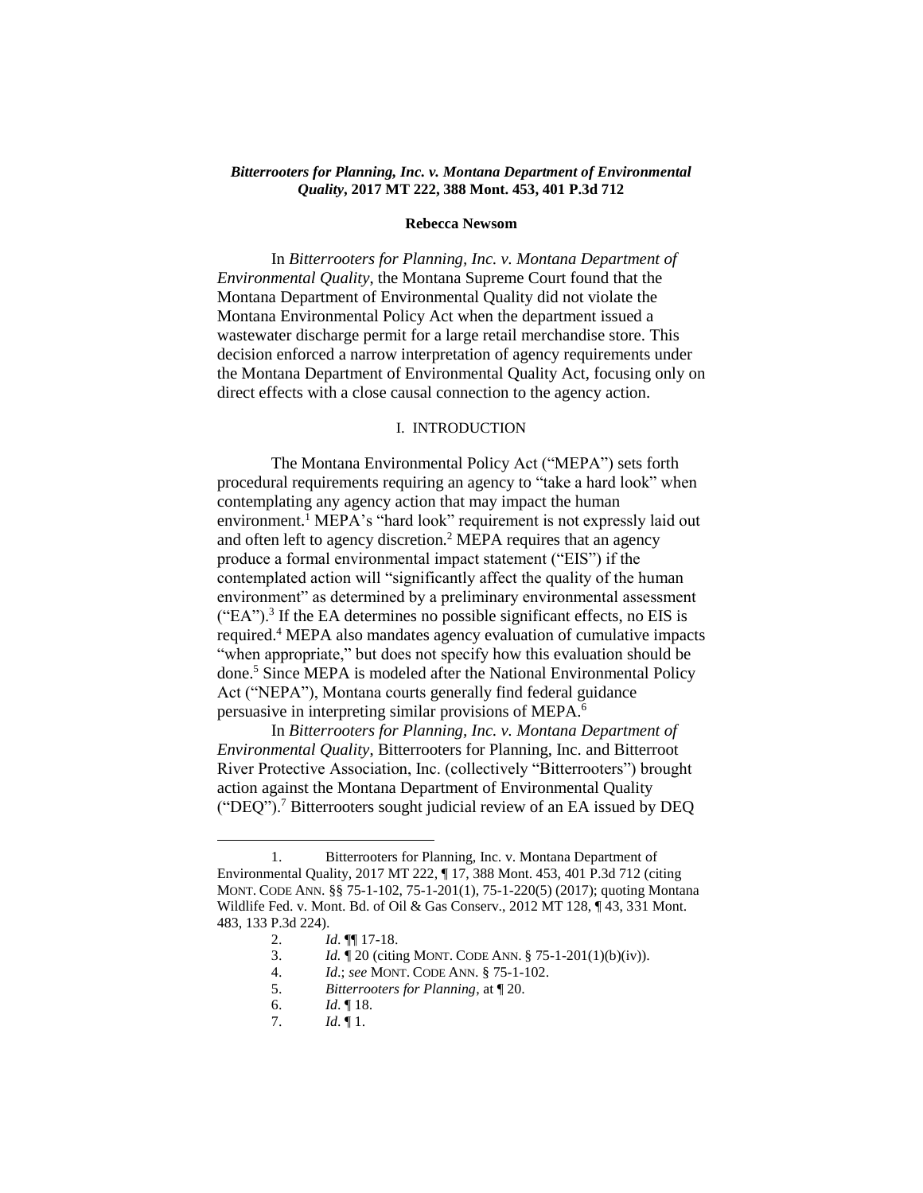***Bitterrooters for Planning, Inc. v. Montana Department of Environmental Quality*, 2017 MT 222, 388 Mont. 453, 401 P.3d 712**

**Rebecca Newsom**

In *Bitterrooters for Planning, Inc. v. Montana Department of Environmental Quality*, the Montana Supreme Court found that the Montana Department of Environmental Quality did not violate the Montana Environmental Policy Act when the department issued a wastewater discharge permit for a large retail merchandise store. This decision enforced a narrow interpretation of agency requirements under the Montana Department of Environmental Quality Act, focusing only on direct effects with a close causal connection to the agency action.

## I. INTRODUCTION

The Montana Environmental Policy Act ("MEPA") sets forth procedural requirements requiring an agency to "take a hard look" when contemplating any agency action that may impact the human environment.[1] MEPA's "hard look" requirement is not expressly laid out and often left to agency discretion.[2] MEPA requires that an agency produce a formal environmental impact statement ("EIS") if the contemplated action will "significantly affect the quality of the human environment" as determined by a preliminary environmental assessment ("EA").[3] If the EA determines no possible significant effects, no EIS is required.[4] MEPA also mandates agency evaluation of cumulative impacts "when appropriate," but does not specify how this evaluation should be done.[5] Since MEPA is modeled after the National Environmental Policy Act ("NEPA"), Montana courts generally find federal guidance persuasive in interpreting similar provisions of MEPA.[6]

In *Bitterrooters for Planning, Inc. v. Montana Department of Environmental Quality*, Bitterrooters for Planning, Inc. and Bitterroot River Protective Association, Inc. (collectively "Bitterrooters") brought action against the Montana Department of Environmental Quality ("DEQ").[7] Bitterrooters sought judicial review of an EA issued by DEQ

---

1. Bitterrooters for Planning, Inc. v. Montana Department of Environmental Quality, 2017 MT 222, ¶ 17, 388 Mont. 453, 401 P.3d 712 (citing MONT. CODE ANN. §§ 75-1-102, 75-1-201(1), 75-1-220(5) (2017); quoting Montana Wildlife Fed. v. Mont. Bd. of Oil & Gas Conserv., 2012 MT 128, ¶ 43, 331 Mont. 483, 133 P.3d 224).
2. *Id*. ¶¶ 17-18.
3. *Id.* ¶ 20 (citing MONT. CODE ANN. § 75-1-201(1)(b)(iv)).
4. *Id*.; *see* MONT. CODE ANN. § 75-1-102.
5. *Bitterrooters for Planning*, at ¶ 20.
6. *Id*. ¶ 18.
7. *Id*. ¶ 1.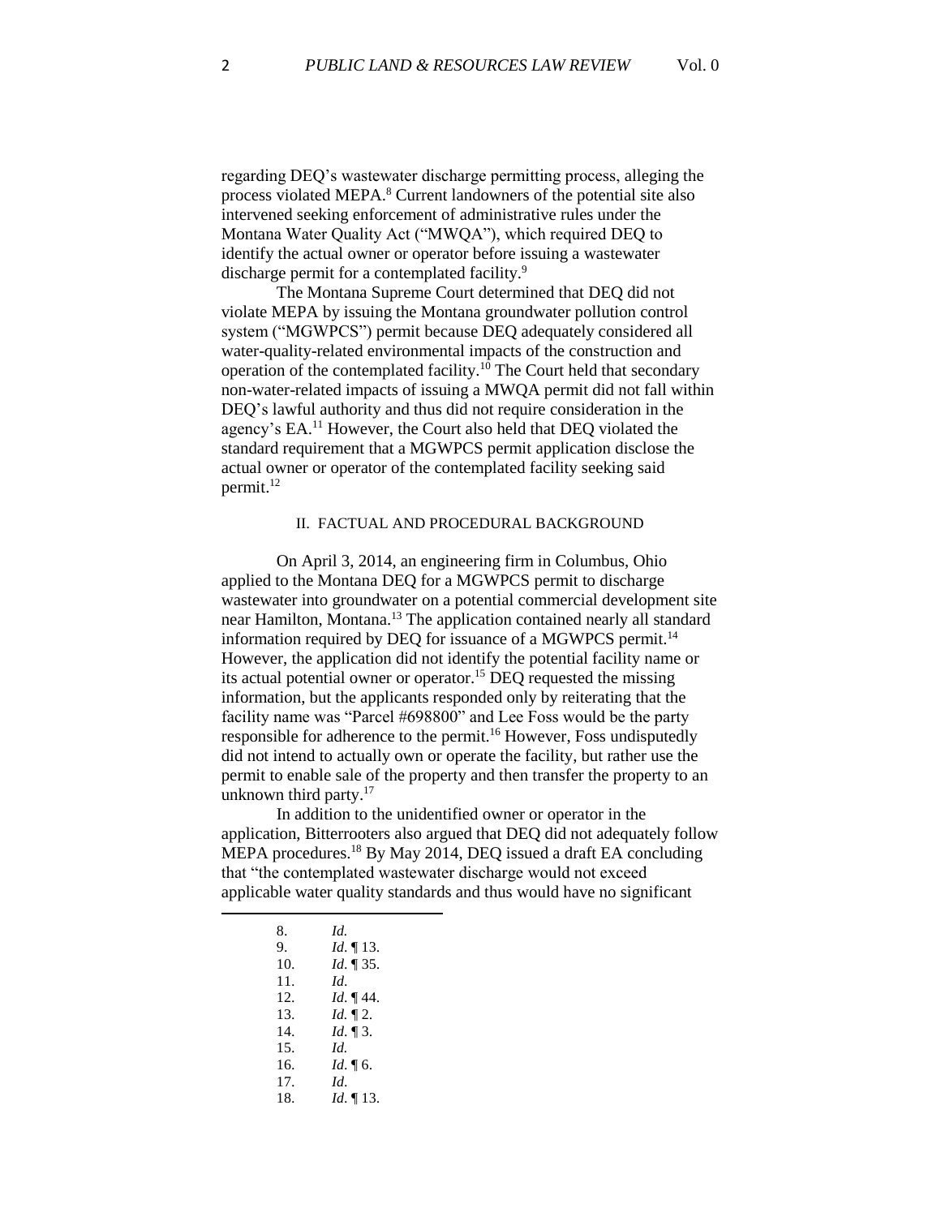regarding DEQ's wastewater discharge permitting process, alleging the process violated MEPA.[8] Current landowners of the potential site also intervened seeking enforcement of administrative rules under the Montana Water Quality Act ("MWQA"), which required DEQ to identify the actual owner or operator before issuing a wastewater discharge permit for a contemplated facility.[9]

The Montana Supreme Court determined that DEQ did not violate MEPA by issuing the Montana groundwater pollution control system ("MGWPCS") permit because DEQ adequately considered all water-quality-related environmental impacts of the construction and operation of the contemplated facility.[10] The Court held that secondary non-water-related impacts of issuing a MWQA permit did not fall within DEQ's lawful authority and thus did not require consideration in the agency's EA.[11] However, the Court also held that DEQ violated the standard requirement that a MGWPCS permit application disclose the actual owner or operator of the contemplated facility seeking said permit.[12]

## II. FACTUAL AND PROCEDURAL BACKGROUND

On April 3, 2014, an engineering firm in Columbus, Ohio applied to the Montana DEQ for a MGWPCS permit to discharge wastewater into groundwater on a potential commercial development site near Hamilton, Montana.[13] The application contained nearly all standard information required by DEQ for issuance of a MGWPCS permit.[14] However, the application did not identify the potential facility name or its actual potential owner or operator.[15] DEQ requested the missing information, but the applicants responded only by reiterating that the facility name was "Parcel #698800" and Lee Foss would be the party responsible for adherence to the permit.[16] However, Foss undisputedly did not intend to actually own or operate the facility, but rather use the permit to enable sale of the property and then transfer the property to an unknown third party.[17]

In addition to the unidentified owner or operator in the application, Bitterrooters also argued that DEQ did not adequately follow MEPA procedures.[18] By May 2014, DEQ issued a draft EA concluding that "the contemplated wastewater discharge would not exceed applicable water quality standards and thus would have no significant

8. *Id.*
9. *Id*. ¶ 13.
10. *Id*. ¶ 35.
11. *Id*.
12. *Id*. ¶ 44.
13. *Id.* ¶ 2.
14. *Id*. ¶ 3.
15. *Id.*
16. *Id*. ¶ 6.
17. *Id*.
18. *Id*. ¶ 13.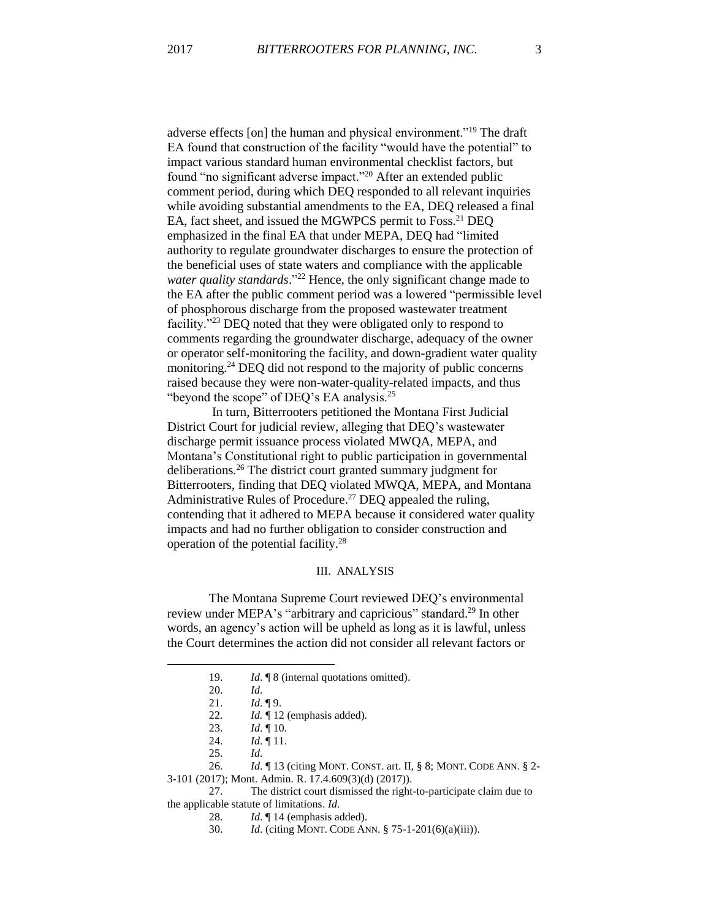adverse effects [on] the human and physical environment."[19] The draft EA found that construction of the facility "would have the potential" to impact various standard human environmental checklist factors, but found "no significant adverse impact."[20] After an extended public comment period, during which DEQ responded to all relevant inquiries while avoiding substantial amendments to the EA, DEQ released a final EA, fact sheet, and issued the MGWPCS permit to Foss.[21] DEQ emphasized in the final EA that under MEPA, DEQ had "limited authority to regulate groundwater discharges to ensure the protection of the beneficial uses of state waters and compliance with the applicable *water quality standards*."[22] Hence, the only significant change made to the EA after the public comment period was a lowered "permissible level of phosphorous discharge from the proposed wastewater treatment facility."[23] DEQ noted that they were obligated only to respond to comments regarding the groundwater discharge, adequacy of the owner or operator self-monitoring the facility, and down-gradient water quality monitoring.[24] DEQ did not respond to the majority of public concerns raised because they were non-water-quality-related impacts, and thus "beyond the scope" of DEQ's EA analysis.[25]

In turn, Bitterrooters petitioned the Montana First Judicial District Court for judicial review, alleging that DEQ's wastewater discharge permit issuance process violated MWQA, MEPA, and Montana's Constitutional right to public participation in governmental deliberations.[26] The district court granted summary judgment for Bitterrooters, finding that DEQ violated MWQA, MEPA, and Montana Administrative Rules of Procedure.[27] DEQ appealed the ruling, contending that it adhered to MEPA because it considered water quality impacts and had no further obligation to consider construction and operation of the potential facility.[28]

## III. ANALYSIS

The Montana Supreme Court reviewed DEQ's environmental review under MEPA's "arbitrary and capricious" standard.[29] In other words, an agency's action will be upheld as long as it is lawful, unless the Court determines the action did not consider all relevant factors or

---

19. *Id.* ¶ 8 (internal quotations omitted).

20. *Id.*

21. *Id.* ¶ 9.

22. *Id.* ¶ 12 (emphasis added).

23. *Id.* ¶ 10.

24. *Id.* ¶ 11.

25. *Id.*

26. *Id.* ¶ 13 (citing MONT. CONST. art. II, § 8; MONT. CODE ANN. § 2-3-101 (2017); Mont. Admin. R. 17.4.609(3)(d) (2017)).

27. The district court dismissed the right-to-participate claim due to the applicable statute of limitations. *Id.*

28. *Id.* ¶ 14 (emphasis added).

30. *Id.* (citing MONT. CODE ANN. § 75-1-201(6)(a)(iii)).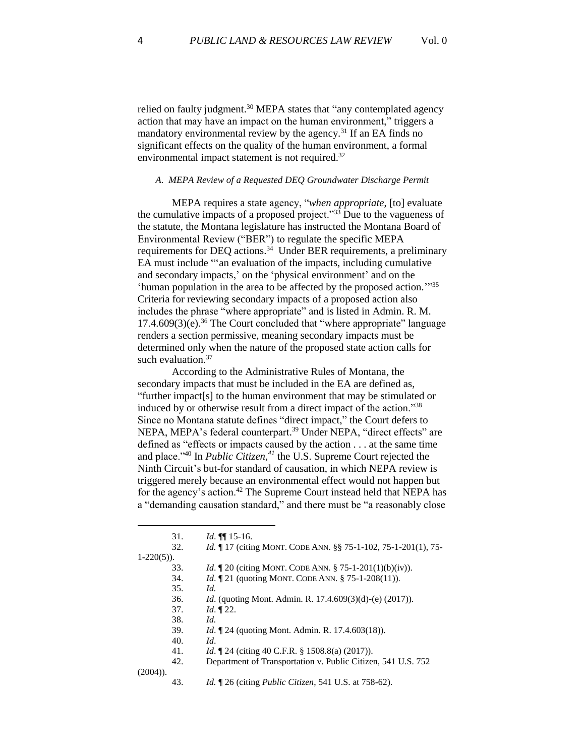relied on faulty judgment.[30] MEPA states that "any contemplated agency action that may have an impact on the human environment," triggers a mandatory environmental review by the agency.[31] If an EA finds no significant effects on the quality of the human environment, a formal environmental impact statement is not required.[32]

### *A. MEPA Review of a Requested DEQ Groundwater Discharge Permit*

MEPA requires a state agency, "*when appropriate*, [to] evaluate the cumulative impacts of a proposed project."[33] Due to the vagueness of the statute, the Montana legislature has instructed the Montana Board of Environmental Review ("BER") to regulate the specific MEPA requirements for DEQ actions.[34] Under BER requirements, a preliminary EA must include "'an evaluation of the impacts, including cumulative and secondary impacts,' on the 'physical environment' and on the 'human population in the area to be affected by the proposed action.'"[35] Criteria for reviewing secondary impacts of a proposed action also includes the phrase "where appropriate" and is listed in Admin. R. M. 17.4.609(3)(e).[36] The Court concluded that "where appropriate" language renders a section permissive, meaning secondary impacts must be determined only when the nature of the proposed state action calls for such evaluation.[37]

According to the Administrative Rules of Montana, the secondary impacts that must be included in the EA are defined as, "further impact[s] to the human environment that may be stimulated or induced by or otherwise result from a direct impact of the action."[38] Since no Montana statute defines "direct impact," the Court defers to NEPA, MEPA's federal counterpart.[39] Under NEPA, "direct effects" are defined as "effects or impacts caused by the action . . . at the same time and place."[40] In *Public Citizen*,[41] the U.S. Supreme Court rejected the Ninth Circuit's but-for standard of causation, in which NEPA review is triggered merely because an environmental effect would not happen but for the agency's action.[42] The Supreme Court instead held that NEPA has a "demanding causation standard," and there must be "a reasonably close

---

31. *Id*. ¶¶ 15-16.
32. *Id.* ¶ 17 (citing MONT. CODE ANN. §§ 75-1-102, 75-1-201(1), 75-1-220(5)).
33. *Id*. ¶ 20 (citing MONT. CODE ANN. § 75-1-201(1)(b)(iv)).
34. *Id*. ¶ 21 (quoting MONT. CODE ANN. § 75-1-208(11)).
35. *Id.*
36. *Id*. (quoting Mont. Admin. R. 17.4.609(3)(d)-(e) (2017)).
37. *Id*. ¶ 22.
38. *Id.*
39. *Id*. ¶ 24 (quoting Mont. Admin. R. 17.4.603(18)).
40. *Id*.
41. *Id*. ¶ 24 (citing 40 C.F.R. § 1508.8(a) (2017)).
42. Department of Transportation v. Public Citizen, 541 U.S. 752 (2004)).
43. *Id.* ¶ 26 (citing *Public Citizen*, 541 U.S. at 758-62).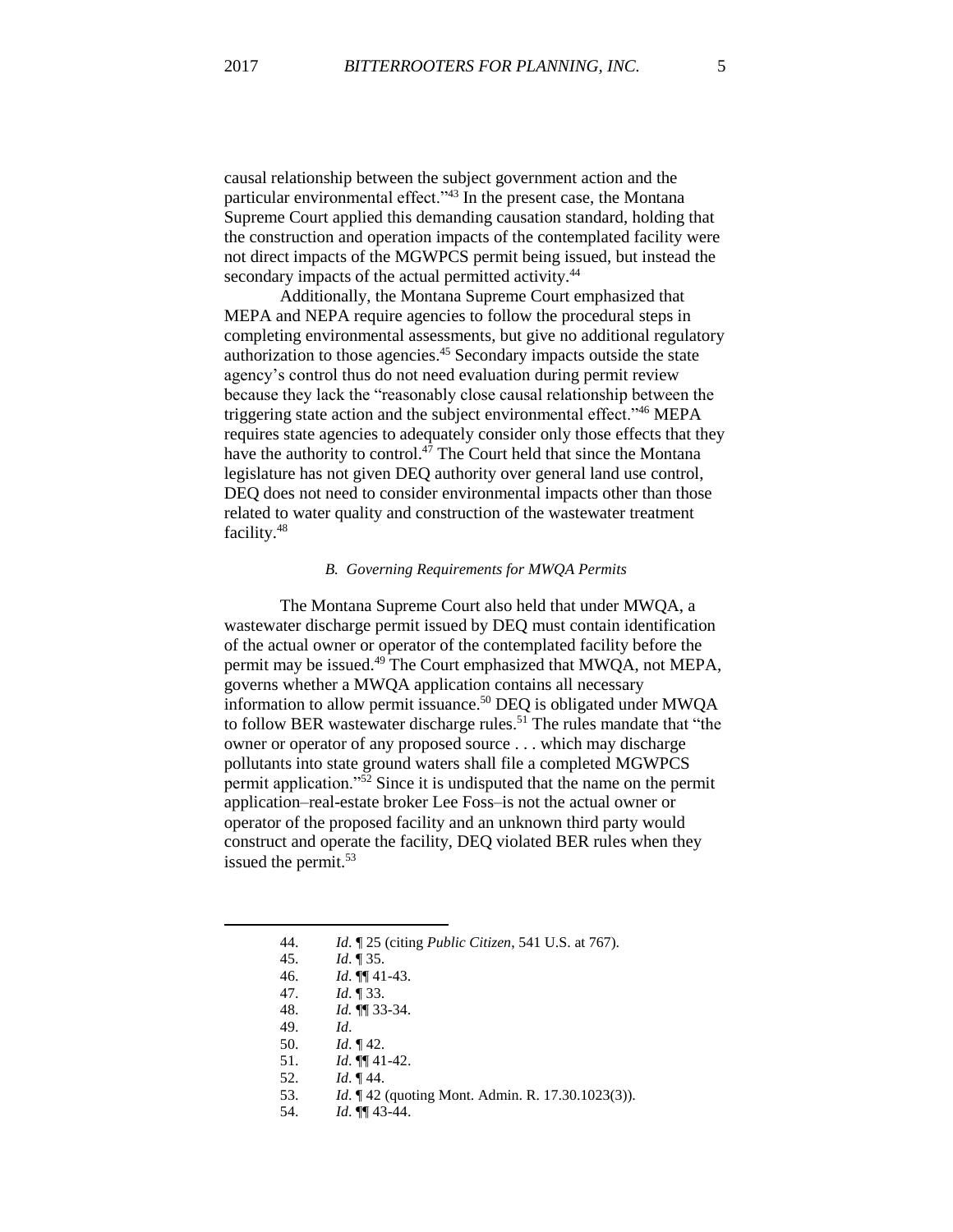causal relationship between the subject government action and the particular environmental effect."[43] In the present case, the Montana Supreme Court applied this demanding causation standard, holding that the construction and operation impacts of the contemplated facility were not direct impacts of the MGWPCS permit being issued, but instead the secondary impacts of the actual permitted activity.[44]

Additionally, the Montana Supreme Court emphasized that MEPA and NEPA require agencies to follow the procedural steps in completing environmental assessments, but give no additional regulatory authorization to those agencies.[45] Secondary impacts outside the state agency's control thus do not need evaluation during permit review because they lack the "reasonably close causal relationship between the triggering state action and the subject environmental effect."[46] MEPA requires state agencies to adequately consider only those effects that they have the authority to control.[47] The Court held that since the Montana legislature has not given DEQ authority over general land use control, DEQ does not need to consider environmental impacts other than those related to water quality and construction of the wastewater treatment facility.[48]

### *B. Governing Requirements for MWQA Permits*

The Montana Supreme Court also held that under MWQA, a wastewater discharge permit issued by DEQ must contain identification of the actual owner or operator of the contemplated facility before the permit may be issued.[49] The Court emphasized that MWQA, not MEPA, governs whether a MWQA application contains all necessary information to allow permit issuance.[50] DEQ is obligated under MWQA to follow BER wastewater discharge rules.[51] The rules mandate that "the owner or operator of any proposed source . . . which may discharge pollutants into state ground waters shall file a completed MGWPCS permit application."[52] Since it is undisputed that the name on the permit application–real-estate broker Lee Foss–is not the actual owner or operator of the proposed facility and an unknown third party would construct and operate the facility, DEQ violated BER rules when they issued the permit.[53]

---

44. *Id*. ¶ 25 (citing *Public Citizen*, 541 U.S. at 767).
45. *Id*. ¶ 35.
46. *Id*. ¶¶ 41-43.
47. *Id*. ¶ 33.
48. *Id.* ¶¶ 33-34.
49. *Id*.
50. *Id*. ¶ 42.
51. *Id*. ¶¶ 41-42.
52. *Id*. ¶ 44.
53. *Id*. ¶ 42 (quoting Mont. Admin. R. 17.30.1023(3)).
54. *Id*. ¶¶ 43-44.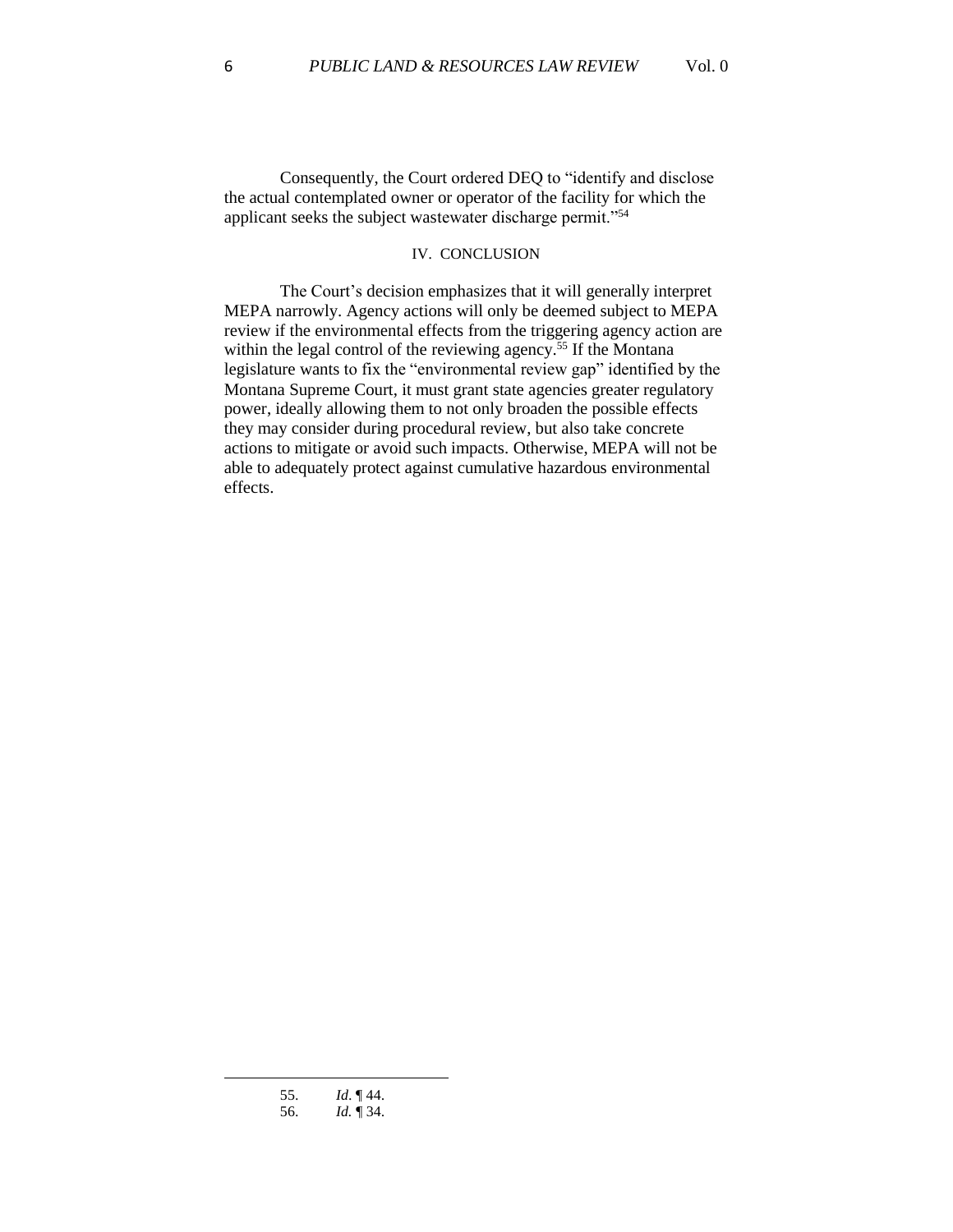Consequently, the Court ordered DEQ to "identify and disclose the actual contemplated owner or operator of the facility for which the applicant seeks the subject wastewater discharge permit."[54]

## IV. CONCLUSION

The Court's decision emphasizes that it will generally interpret MEPA narrowly. Agency actions will only be deemed subject to MEPA review if the environmental effects from the triggering agency action are within the legal control of the reviewing agency.[55] If the Montana legislature wants to fix the "environmental review gap" identified by the Montana Supreme Court, it must grant state agencies greater regulatory power, ideally allowing them to not only broaden the possible effects they may consider during procedural review, but also take concrete actions to mitigate or avoid such impacts. Otherwise, MEPA will not be able to adequately protect against cumulative hazardous environmental effects.

---

55. *Id*. ¶ 44.
56. *Id.* ¶ 34.